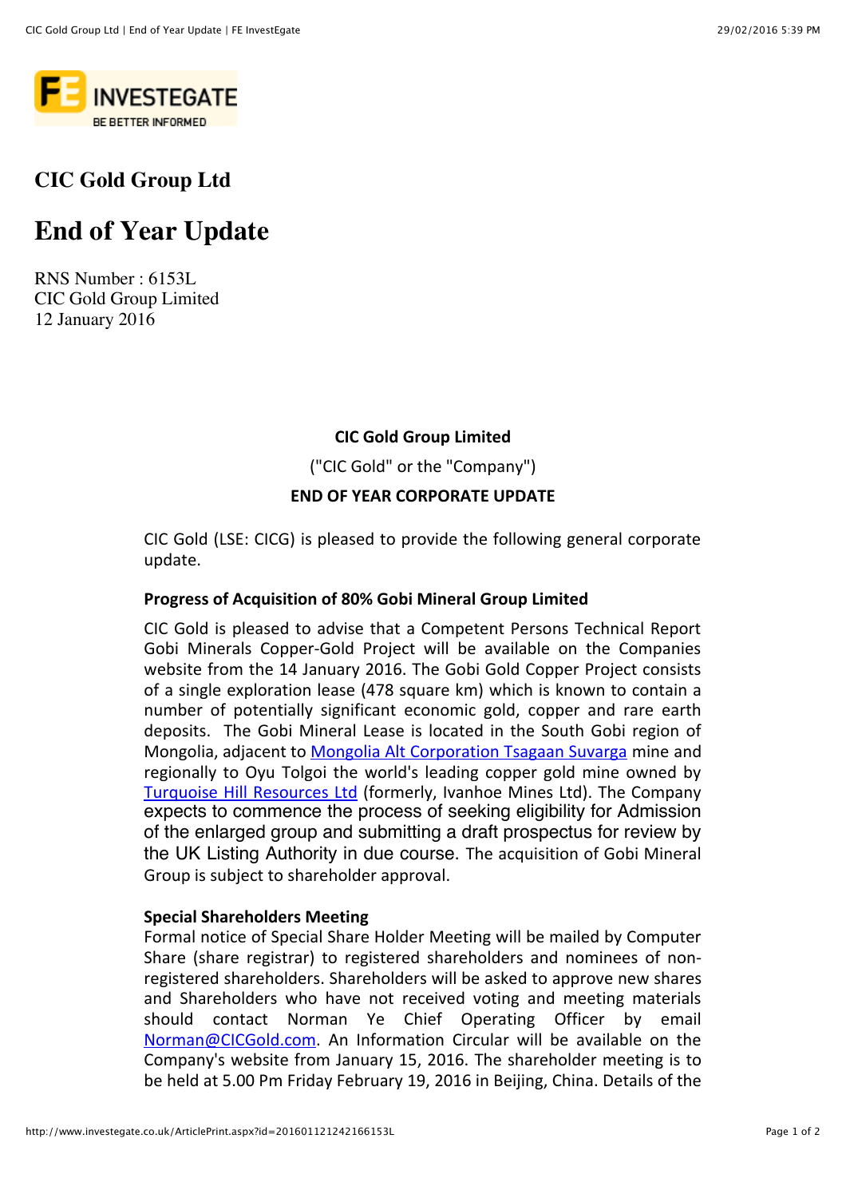# CIC Gold Group Ltd

# End of Year Update

RNS Number : 6153L
CIC Gold Group Limited
12 January 2016

**CIC Gold Group Limited**

("CIC Gold" or the "Company")

**END OF YEAR CORPORATE UPDATE**

CIC Gold (LSE: CICG) is pleased to provide the following general corporate update.

**Progress of Acquisition of 80% Gobi Mineral Group Limited**

CIC Gold is pleased to advise that a Competent Persons Technical Report Gobi Minerals Copper-Gold Project will be available on the Companies website from the 14 January 2016. The Gobi Gold Copper Project consists of a single exploration lease (478 square km) which is known to contain a number of potentially significant economic gold, copper and rare earth deposits. The Gobi Mineral Lease is located in the South Gobi region of Mongolia, adjacent to Mongolia Alt Corporation Tsagaan Suvarga mine and regionally to Oyu Tolgoi the world's leading copper gold mine owned by Turquoise Hill Resources Ltd (formerly, Ivanhoe Mines Ltd). The Company expects to commence the process of seeking eligibility for Admission of the enlarged group and submitting a draft prospectus for review by the UK Listing Authority in due course. The acquisition of Gobi Mineral Group is subject to shareholder approval.

**Special Shareholders Meeting**

Formal notice of Special Share Holder Meeting will be mailed by Computer Share (share registrar) to registered shareholders and nominees of non-registered shareholders. Shareholders will be asked to approve new shares and Shareholders who have not received voting and meeting materials should contact Norman Ye Chief Operating Officer by email Norman@CICGold.com. An Information Circular will be available on the Company's website from January 15, 2016. The shareholder meeting is to be held at 5.00 Pm Friday February 19, 2016 in Beijing, China. Details of the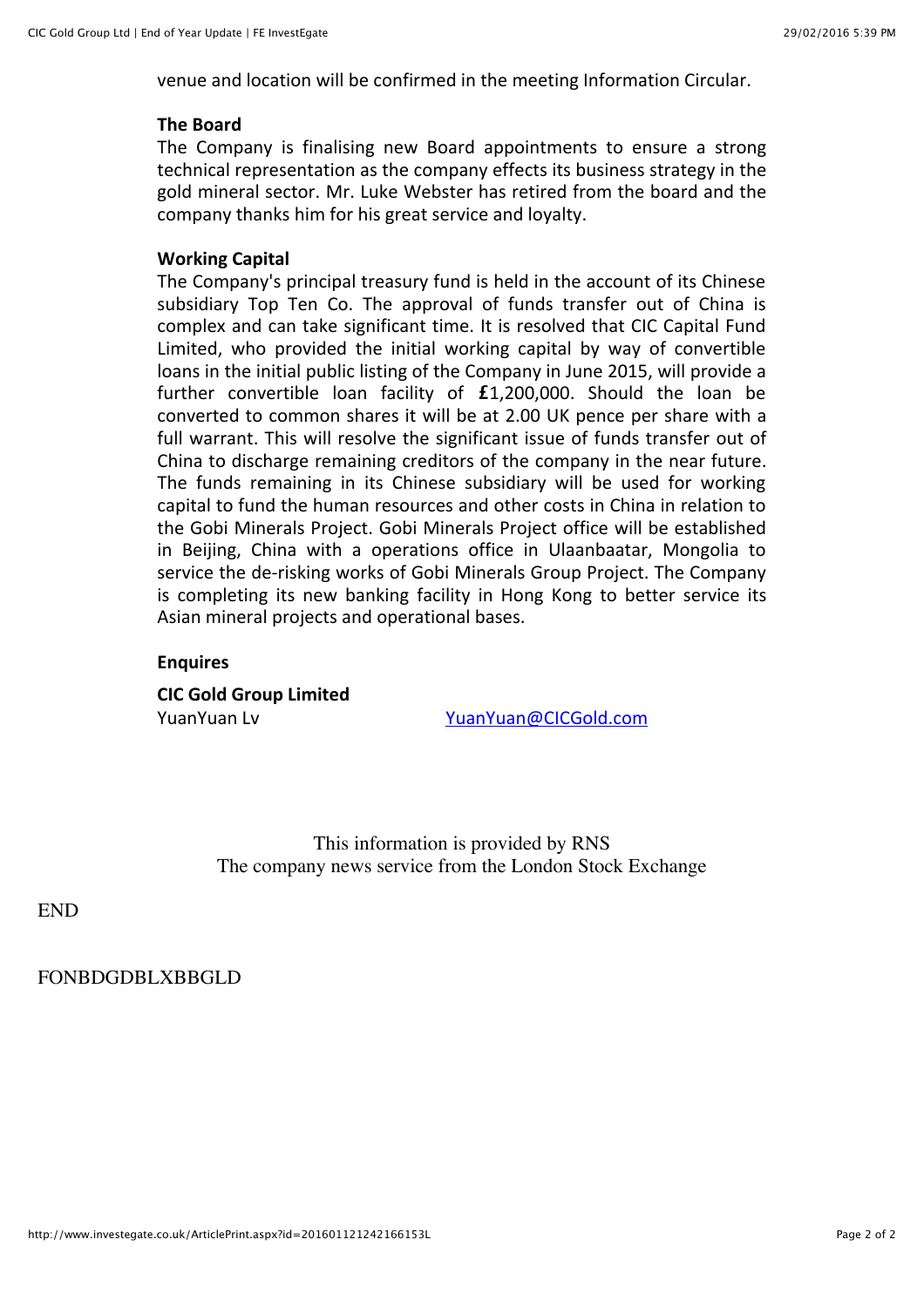venue and location will be confirmed in the meeting Information Circular.

**The Board**

The Company is finalising new Board appointments to ensure a strong technical representation as the company effects its business strategy in the gold mineral sector. Mr. Luke Webster has retired from the board and the company thanks him for his great service and loyalty.

**Working Capital**

The Company's principal treasury fund is held in the account of its Chinese subsidiary Top Ten Co. The approval of funds transfer out of China is complex and can take significant time. It is resolved that CIC Capital Fund Limited, who provided the initial working capital by way of convertible loans in the initial public listing of the Company in June 2015, will provide a further convertible loan facility of **£**1,200,000. Should the loan be converted to common shares it will be at 2.00 UK pence per share with a full warrant. This will resolve the significant issue of funds transfer out of China to discharge remaining creditors of the company in the near future. The funds remaining in its Chinese subsidiary will be used for working capital to fund the human resources and other costs in China in relation to the Gobi Minerals Project. Gobi Minerals Project office will be established in Beijing, China with a operations office in Ulaanbaatar, Mongolia to service the de-risking works of Gobi Minerals Group Project. The Company is completing its new banking facility in Hong Kong to better service its Asian mineral projects and operational bases.

**Enquires**

**CIC Gold Group Limited**

YuanYuan Lv YuanYuan@CICGold.com

This information is provided by RNS
The company news service from the London Stock Exchange

END

FONBDGDBLXBBGLD